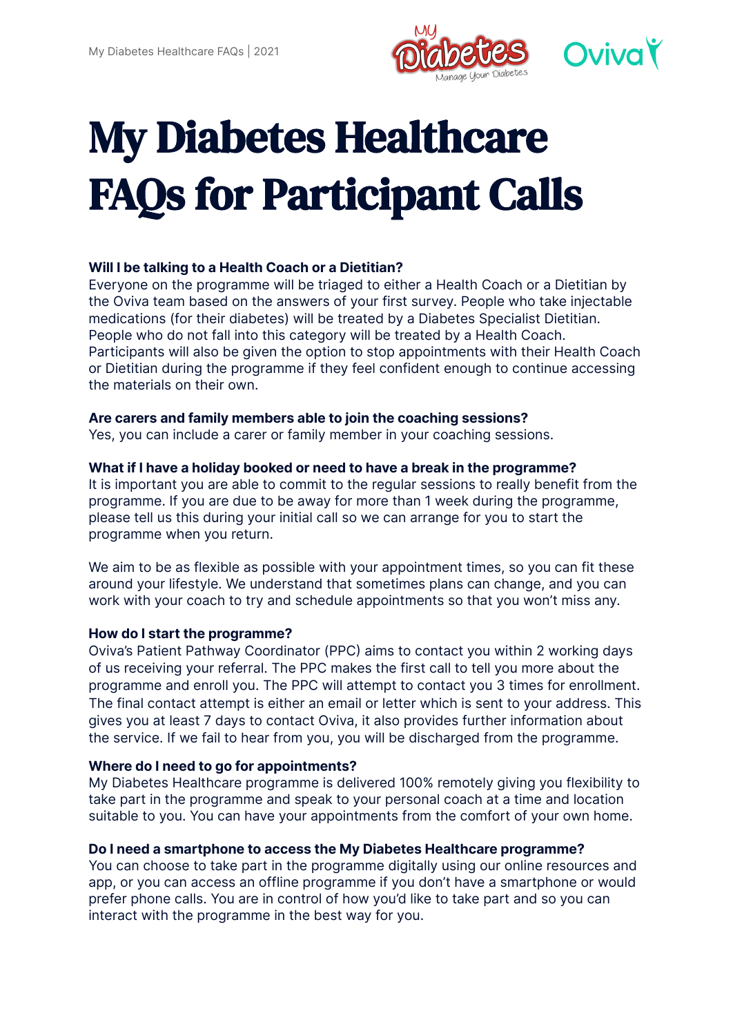# My Diabetes Healthcare FAQs for Participant Calls

**Will I be talking to a Health Coach or a Dietitian?**
Everyone on the programme will be triaged to either a Health Coach or a Dietitian by the Oviva team based on the answers of your first survey. People who take injectable medications (for their diabetes) will be treated by a Diabetes Specialist Dietitian. People who do not fall into this category will be treated by a Health Coach. Participants will also be given the option to stop appointments with their Health Coach or Dietitian during the programme if they feel confident enough to continue accessing the materials on their own.

**Are carers and family members able to join the coaching sessions?**
Yes, you can include a carer or family member in your coaching sessions.

**What if I have a holiday booked or need to have a break in the programme?**
It is important you are able to commit to the regular sessions to really benefit from the programme. If you are due to be away for more than 1 week during the programme, please tell us this during your initial call so we can arrange for you to start the programme when you return.

We aim to be as flexible as possible with your appointment times, so you can fit these around your lifestyle. We understand that sometimes plans can change, and you can work with your coach to try and schedule appointments so that you won't miss any.

**How do I start the programme?**
Oviva's Patient Pathway Coordinator (PPC) aims to contact you within 2 working days of us receiving your referral. The PPC makes the first call to tell you more about the programme and enroll you. The PPC will attempt to contact you 3 times for enrollment. The final contact attempt is either an email or letter which is sent to your address. This gives you at least 7 days to contact Oviva, it also provides further information about the service. If we fail to hear from you, you will be discharged from the programme.

**Where do I need to go for appointments?**
My Diabetes Healthcare programme is delivered 100% remotely giving you flexibility to take part in the programme and speak to your personal coach at a time and location suitable to you. You can have your appointments from the comfort of your own home.

**Do I need a smartphone to access the My Diabetes Healthcare programme?**
You can choose to take part in the programme digitally using our online resources and app, or you can access an offline programme if you don't have a smartphone or would prefer phone calls. You are in control of how you'd like to take part and so you can interact with the programme in the best way for you.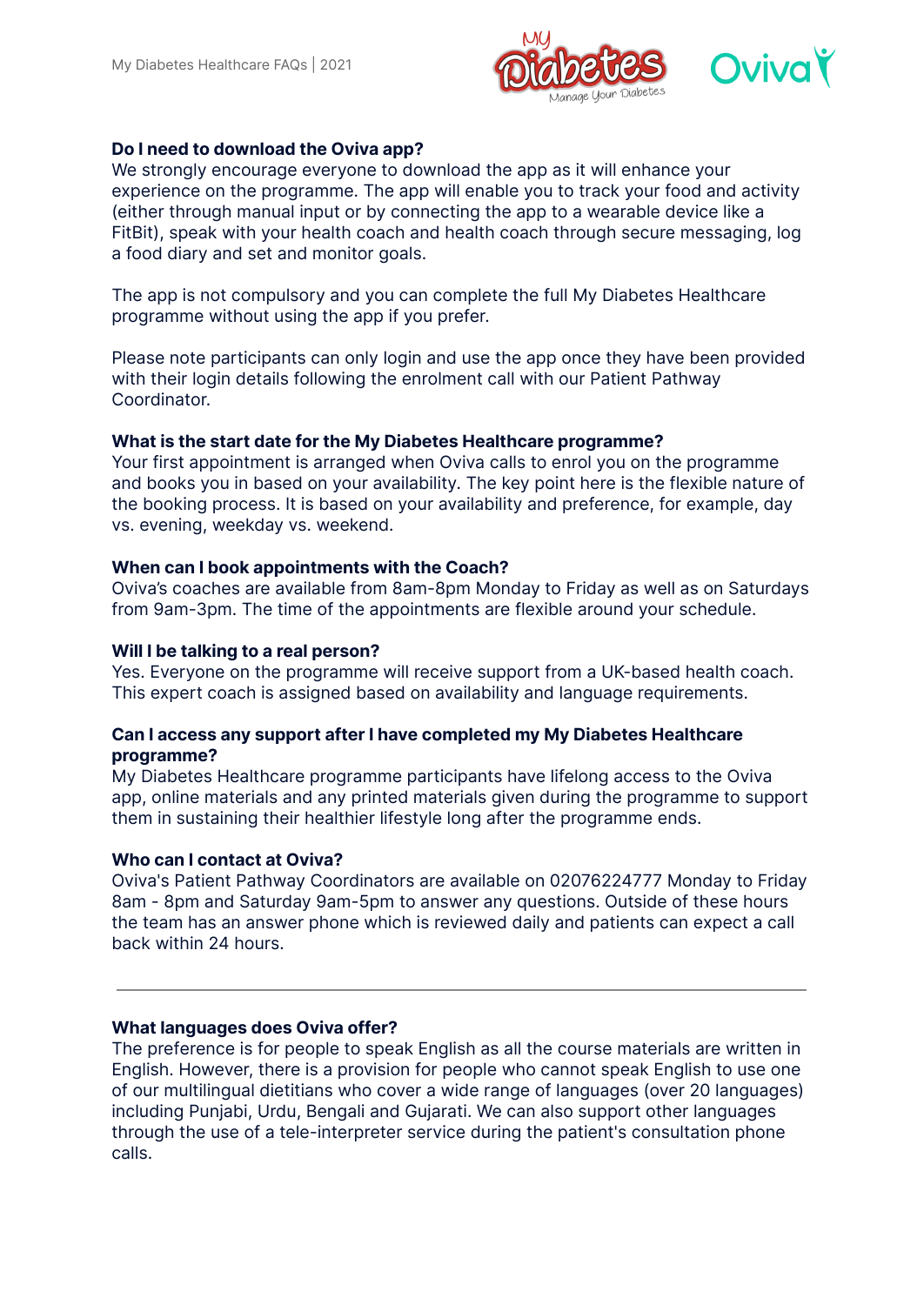**Do I need to download the Oviva app?**
We strongly encourage everyone to download the app as it will enhance your experience on the programme. The app will enable you to track your food and activity (either through manual input or by connecting the app to a wearable device like a FitBit), speak with your health coach and health coach through secure messaging, log a food diary and set and monitor goals.

The app is not compulsory and you can complete the full My Diabetes Healthcare programme without using the app if you prefer.

Please note participants can only login and use the app once they have been provided with their login details following the enrolment call with our Patient Pathway Coordinator.

**What is the start date for the My Diabetes Healthcare programme?**
Your first appointment is arranged when Oviva calls to enrol you on the programme and books you in based on your availability. The key point here is the flexible nature of the booking process. It is based on your availability and preference, for example, day vs. evening, weekday vs. weekend.

**When can I book appointments with the Coach?**
Oviva's coaches are available from 8am-8pm Monday to Friday as well as on Saturdays from 9am-3pm. The time of the appointments are flexible around your schedule.

**Will I be talking to a real person?**
Yes. Everyone on the programme will receive support from a UK-based health coach. This expert coach is assigned based on availability and language requirements.

**Can I access any support after I have completed my My Diabetes Healthcare programme?**
My Diabetes Healthcare programme participants have lifelong access to the Oviva app, online materials and any printed materials given during the programme to support them in sustaining their healthier lifestyle long after the programme ends.

**Who can I contact at Oviva?**
Oviva's Patient Pathway Coordinators are available on 02076224777 Monday to Friday 8am - 8pm and Saturday 9am-5pm to answer any questions. Outside of these hours the team has an answer phone which is reviewed daily and patients can expect a call back within 24 hours.

---

**What languages does Oviva offer?**
The preference is for people to speak English as all the course materials are written in English. However, there is a provision for people who cannot speak English to use one of our multilingual dietitians who cover a wide range of languages (over 20 languages) including Punjabi, Urdu, Bengali and Gujarati. We can also support other languages through the use of a tele-interpreter service during the patient's consultation phone calls.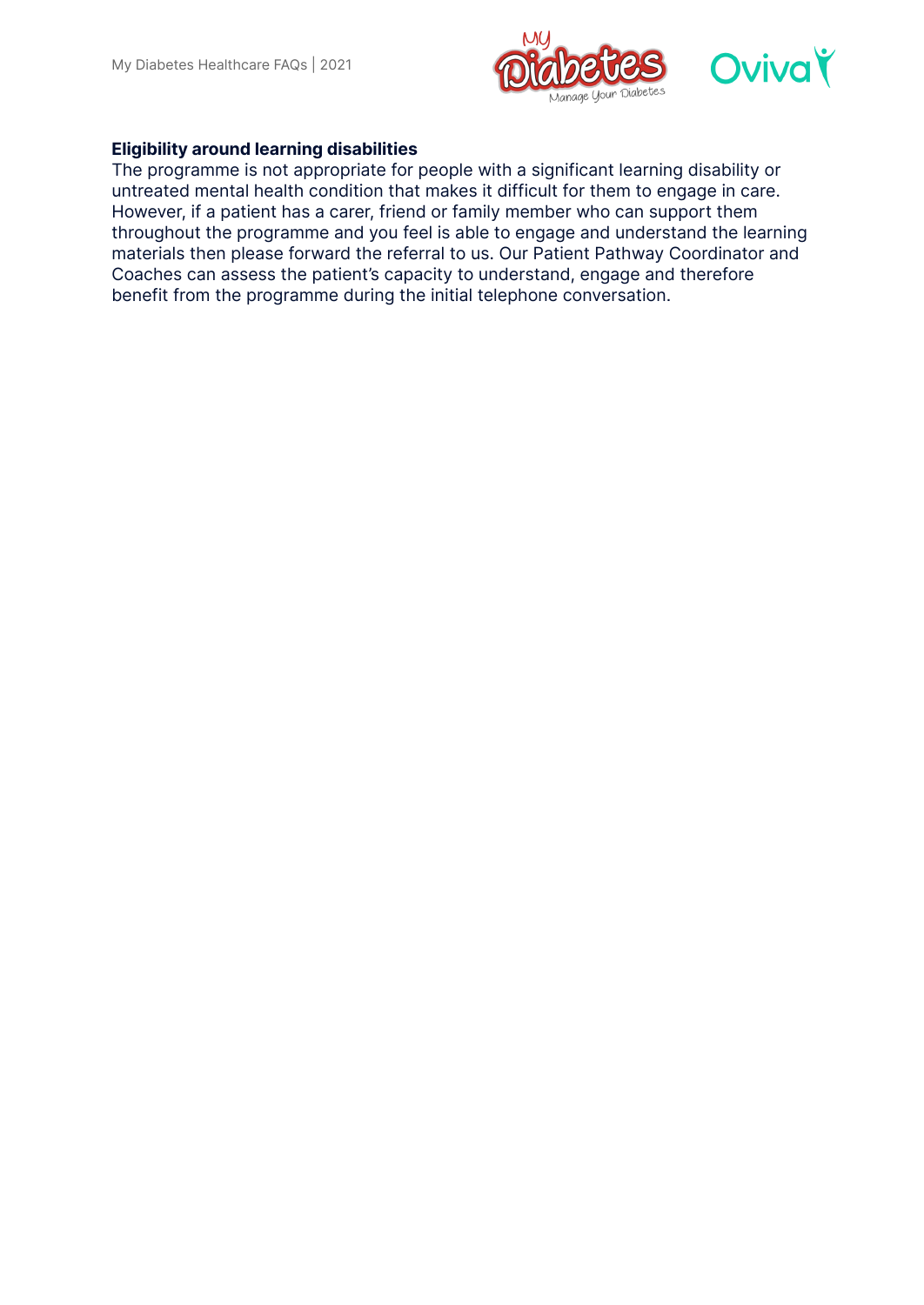**Eligibility around learning disabilities**
The programme is not appropriate for people with a significant learning disability or untreated mental health condition that makes it difficult for them to engage in care. However, if a patient has a carer, friend or family member who can support them throughout the programme and you feel is able to engage and understand the learning materials then please forward the referral to us. Our Patient Pathway Coordinator and Coaches can assess the patient's capacity to understand, engage and therefore benefit from the programme during the initial telephone conversation.